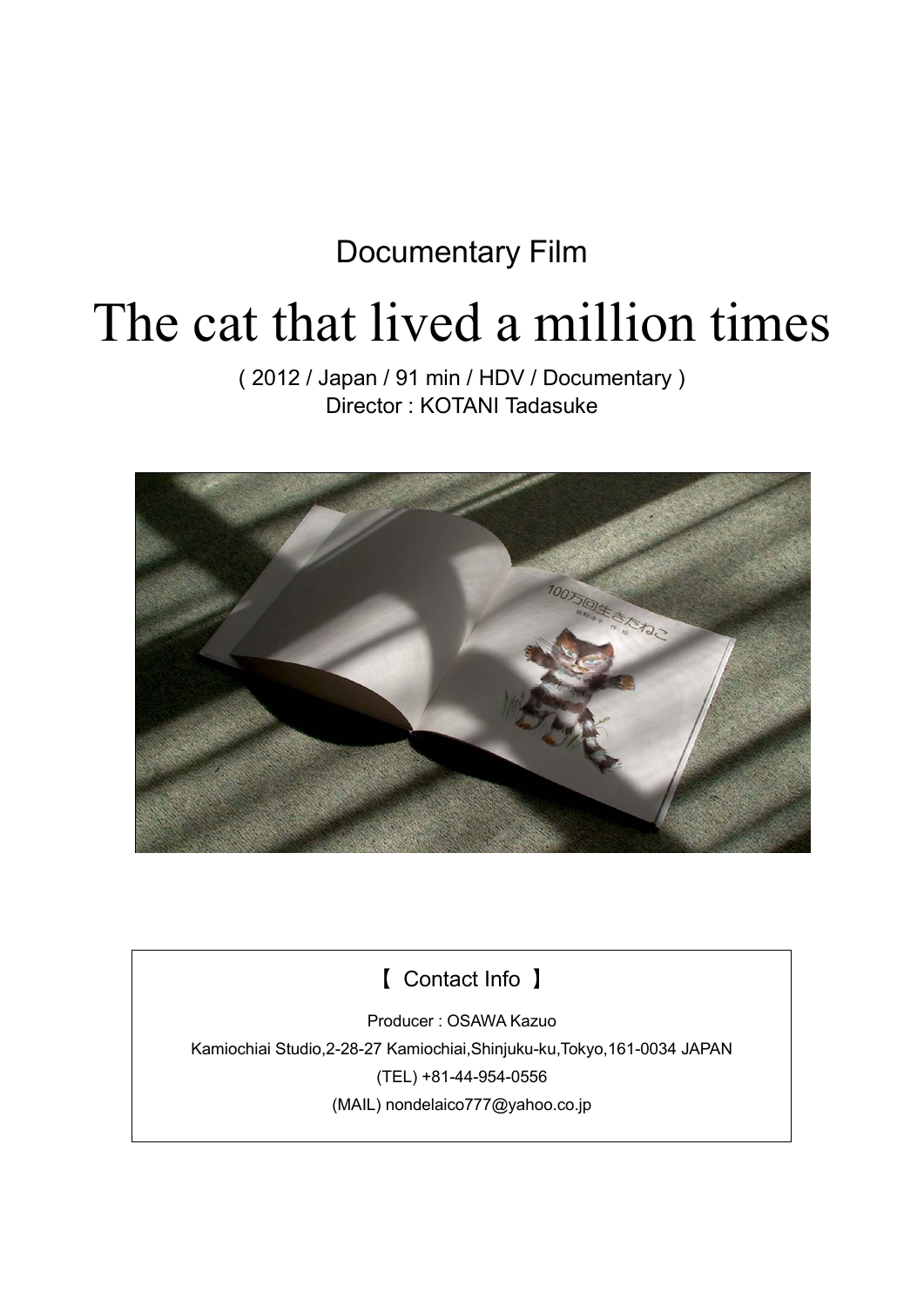Documentary Film

# The cat that lived a million times

( 2012 / Japan / 91 min / HDV / Documentary )
Director : KOTANI Tadasuke

## 【 Contact Info 】

Producer : OSAWA Kazuo

Kamiochiai Studio,2-28-27 Kamiochiai,Shinjuku-ku,Tokyo,161-0034 JAPAN

(TEL) +81-44-954-0556

(MAIL) nondelaico777@yahoo.co.jp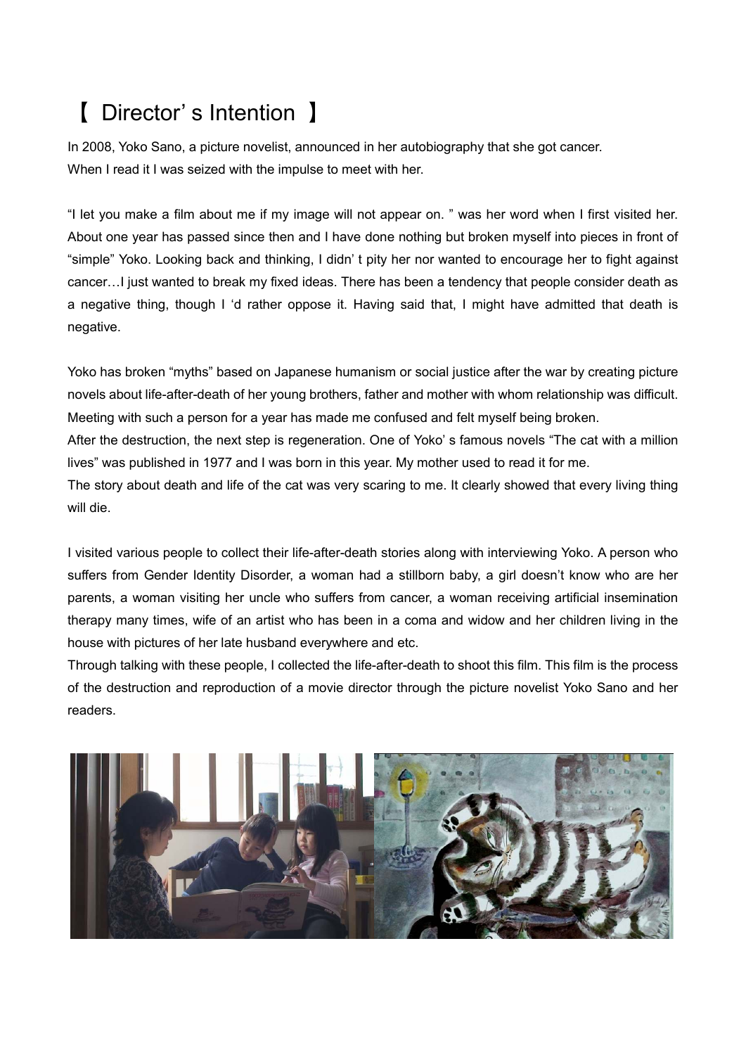# 【 Director' s Intention 】

In 2008, Yoko Sano, a picture novelist, announced in her autobiography that she got cancer.
When I read it I was seized with the impulse to meet with her.

"I let you make a film about me if my image will not appear on. " was her word when I first visited her. About one year has passed since then and I have done nothing but broken myself into pieces in front of "simple" Yoko. Looking back and thinking, I didn' t pity her nor wanted to encourage her to fight against cancer…I just wanted to break my fixed ideas. There has been a tendency that people consider death as a negative thing, though I 'd rather oppose it. Having said that, I might have admitted that death is negative.

Yoko has broken "myths" based on Japanese humanism or social justice after the war by creating picture novels about life-after-death of her young brothers, father and mother with whom relationship was difficult. Meeting with such a person for a year has made me confused and felt myself being broken.
After the destruction, the next step is regeneration. One of Yoko' s famous novels "The cat with a million lives" was published in 1977 and I was born in this year. My mother used to read it for me.
The story about death and life of the cat was very scaring to me. It clearly showed that every living thing will die.

I visited various people to collect their life-after-death stories along with interviewing Yoko. A person who suffers from Gender Identity Disorder, a woman had a stillborn baby, a girl doesn't know who are her parents, a woman visiting her uncle who suffers from cancer, a woman receiving artificial insemination therapy many times, wife of an artist who has been in a coma and widow and her children living in the house with pictures of her late husband everywhere and etc.
Through talking with these people, I collected the life-after-death to shoot this film. This film is the process of the destruction and reproduction of a movie director through the picture novelist Yoko Sano and her readers.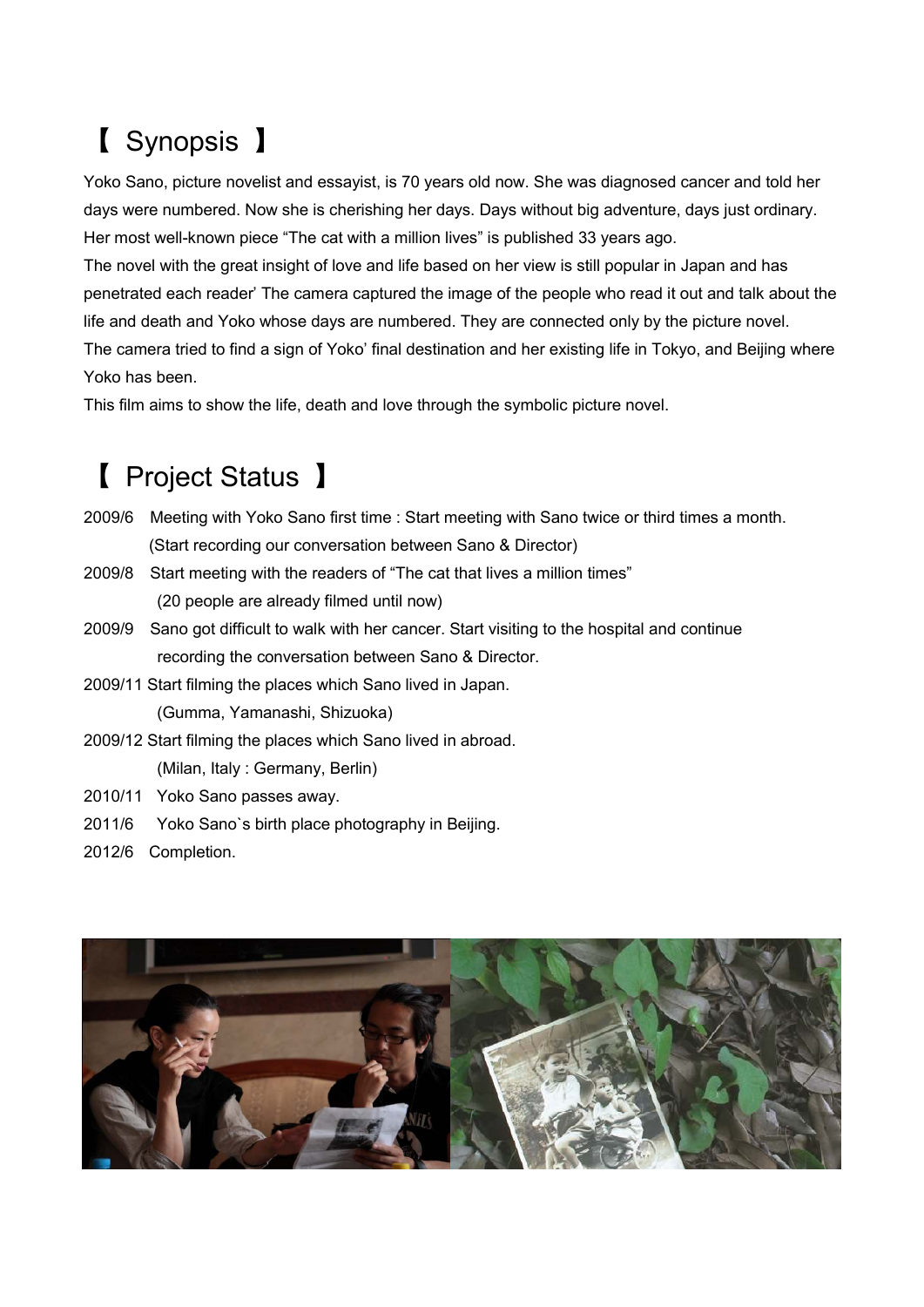## 【 Synopsis 】

Yoko Sano, picture novelist and essayist, is 70 years old now. She was diagnosed cancer and told her days were numbered. Now she is cherishing her days. Days without big adventure, days just ordinary. Her most well-known piece "The cat with a million lives" is published 33 years ago.

The novel with the great insight of love and life based on her view is still popular in Japan and has penetrated each reader' The camera captured the image of the people who read it out and talk about the life and death and Yoko whose days are numbered. They are connected only by the picture novel.

The camera tried to find a sign of Yoko' final destination and her existing life in Tokyo, and Beijing where Yoko has been.

This film aims to show the life, death and love through the symbolic picture novel.

## 【 Project Status 】

2009/6 Meeting with Yoko Sano first time : Start meeting with Sano twice or third times a month. (Start recording our conversation between Sano & Director)

2009/8 Start meeting with the readers of "The cat that lives a million times" (20 people are already filmed until now)

2009/9 Sano got difficult to walk with her cancer. Start visiting to the hospital and continue recording the conversation between Sano & Director.

2009/11 Start filming the places which Sano lived in Japan. (Gumma, Yamanashi, Shizuoka)

2009/12 Start filming the places which Sano lived in abroad. (Milan, Italy : Germany, Berlin)

2010/11 Yoko Sano passes away.

2011/6 Yoko Sano`s birth place photography in Beijing.

2012/6 Completion.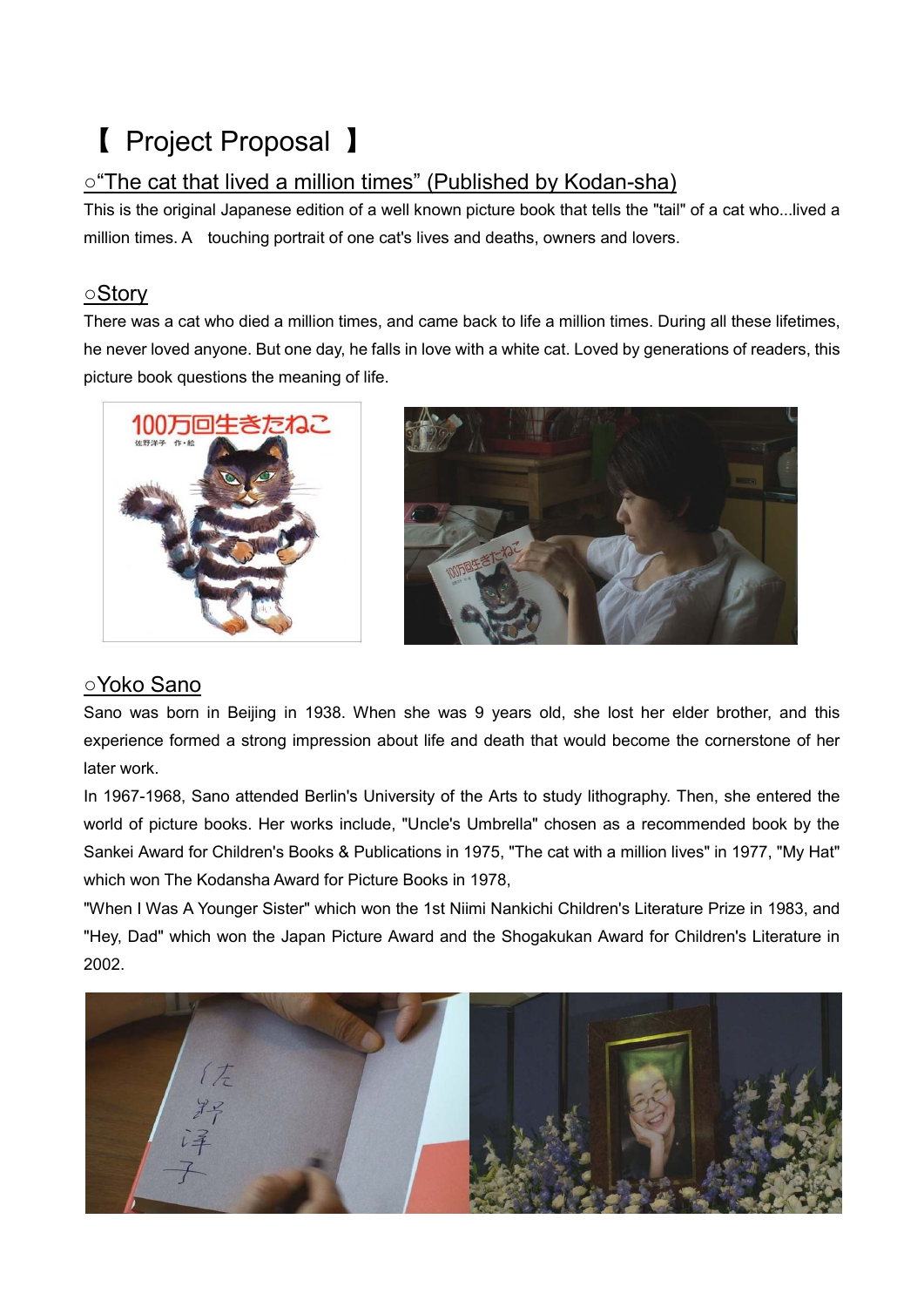# 【 Project Proposal 】

## ○"The cat that lived a million times" (Published by Kodan-sha)

This is the original Japanese edition of a well known picture book that tells the "tail" of a cat who...lived a million times. A touching portrait of one cat's lives and deaths, owners and lovers.

## ○Story

There was a cat who died a million times, and came back to life a million times. During all these lifetimes, he never loved anyone. But one day, he falls in love with a white cat. Loved by generations of readers, this picture book questions the meaning of life.

## ○Yoko Sano

Sano was born in Beijing in 1938. When she was 9 years old, she lost her elder brother, and this experience formed a strong impression about life and death that would become the cornerstone of her later work.

In 1967-1968, Sano attended Berlin's University of the Arts to study lithography. Then, she entered the world of picture books. Her works include, "Uncle's Umbrella" chosen as a recommended book by the Sankei Award for Children's Books & Publications in 1975, "The cat with a million lives" in 1977, "My Hat" which won The Kodansha Award for Picture Books in 1978,

"When I Was A Younger Sister" which won the 1st Niimi Nankichi Children's Literature Prize in 1983, and "Hey, Dad" which won the Japan Picture Award and the Shogakukan Award for Children's Literature in 2002.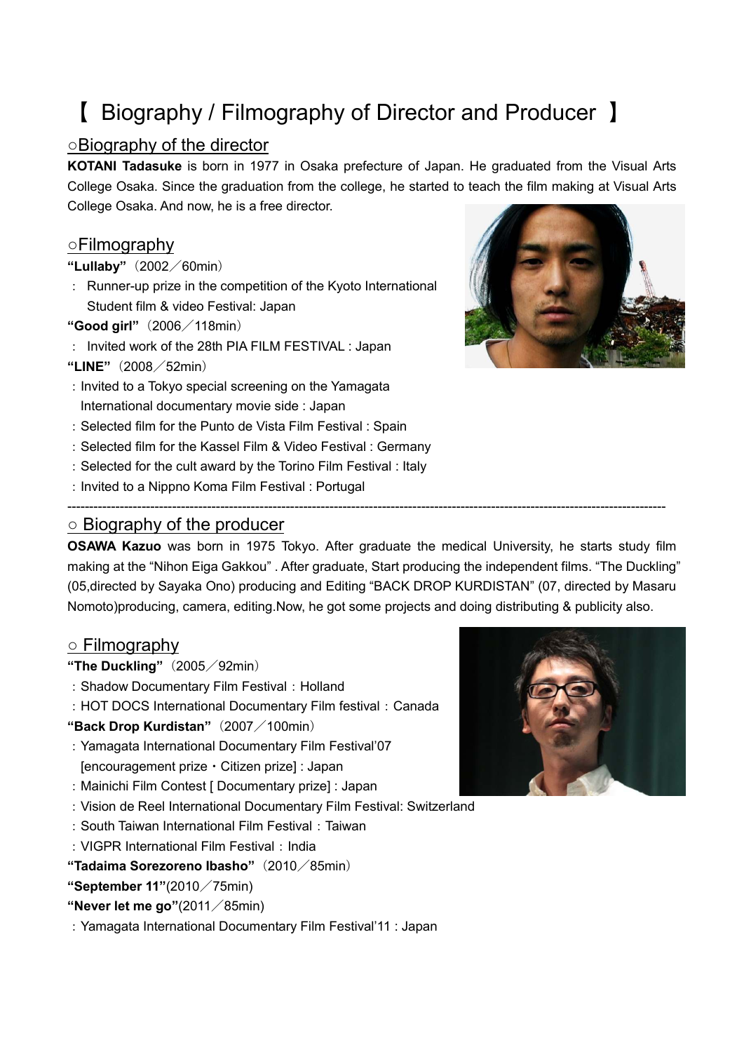# 【 Biography / Filmography of Director and Producer 】

## ○Biography of the director

**KOTANI Tadasuke** is born in 1977 in Osaka prefecture of Japan. He graduated from the Visual Arts College Osaka. Since the graduation from the college, he started to teach the film making at Visual Arts College Osaka. And now, he is a free director.

## ○Filmography

**"Lullaby"**（2002／60min）

：Runner-up prize in the competition of the Kyoto International Student film & video Festival: Japan

**"Good girl"**（2006／118min）

：Invited work of the 28th PIA FILM FESTIVAL : Japan

**"LINE"**（2008／52min）

：Invited to a Tokyo special screening on the Yamagata International documentary movie side : Japan

：Selected film for the Punto de Vista Film Festival : Spain

：Selected film for the Kassel Film & Video Festival : Germany

：Selected for the cult award by the Torino Film Festival : Italy

：Invited to a Nippno Koma Film Festival : Portugal

---

## ○ Biography of the producer

**OSAWA Kazuo** was born in 1975 Tokyo. After graduate the medical University, he starts study film making at the "Nihon Eiga Gakkou" . After graduate, Start producing the independent films. "The Duckling" (05,directed by Sayaka Ono) producing and Editing "BACK DROP KURDISTAN" (07, directed by Masaru Nomoto)producing, camera, editing.Now, he got some projects and doing distributing & publicity also.

## ○ Filmography

**"The Duckling"**（2005／92min）

：Shadow Documentary Film Festival：Holland

：HOT DOCS International Documentary Film festival：Canada

**"Back Drop Kurdistan"**（2007／100min）

：Yamagata International Documentary Film Festival'07 [encouragement prize・Citizen prize] : Japan

：Mainichi Film Contest [ Documentary prize] : Japan

：Vision de Reel International Documentary Film Festival: Switzerland

：South Taiwan International Film Festival：Taiwan

：VIGPR International Film Festival：India

**"Tadaima Sorezoreno Ibasho"**（2010／85min）

**"September 11"**(2010／75min)

**"Never let me go"**(2011／85min)

：Yamagata International Documentary Film Festival'11 : Japan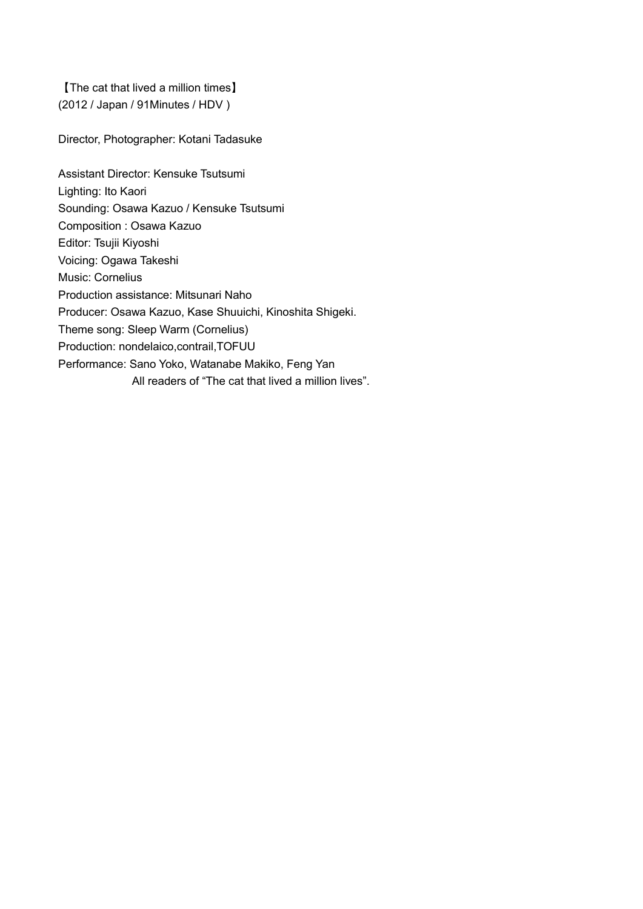【The cat that lived a million times】
(2012 / Japan / 91Minutes / HDV )

Director, Photographer: Kotani Tadasuke

Assistant Director: Kensuke Tsutsumi
Lighting: Ito Kaori
Sounding: Osawa Kazuo / Kensuke Tsutsumi
Composition : Osawa Kazuo
Editor: Tsujii Kiyoshi
Voicing: Ogawa Takeshi
Music: Cornelius
Production assistance: Mitsunari Naho
Producer: Osawa Kazuo, Kase Shuuichi, Kinoshita Shigeki.
Theme song: Sleep Warm (Cornelius)
Production: nondelaico,contrail,TOFUU
Performance: Sano Yoko, Watanabe Makiko, Feng Yan
All readers of “The cat that lived a million lives”.